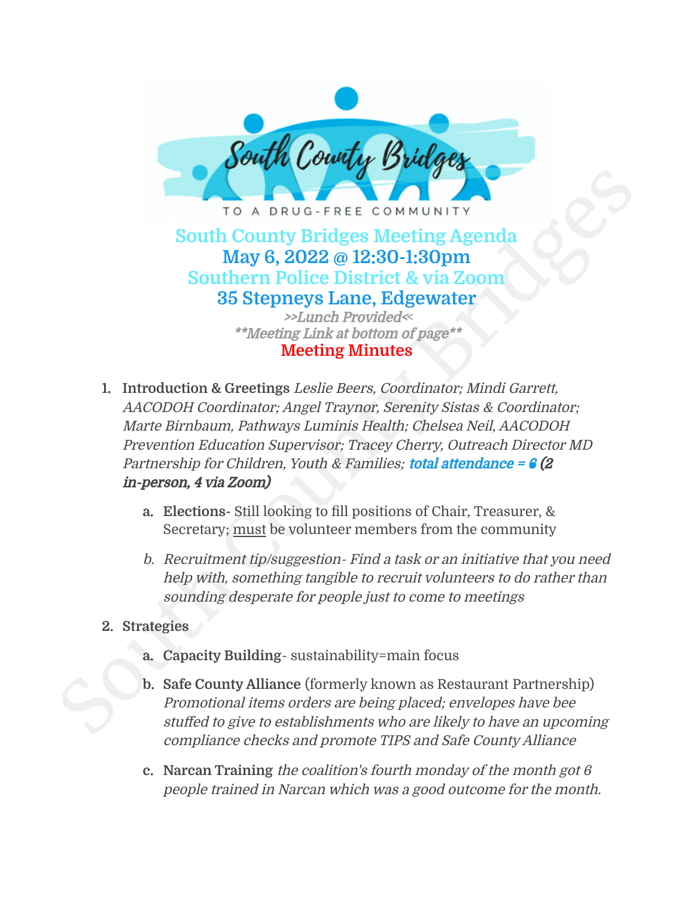South County Bridges

TO A DRUG-FREE COMMUNITY

# South County Bridges Meeting Agenda

## May 6, 2022 @ 12:30-1:30pm

## Southern Police District & via Zoom

## 35 Stepneys Lane, Edgewater

*>>Lunch Provided<<*

*\*\*Meeting Link at bottom of page\*\**

## Meeting Minutes

1. **Introduction & Greetings** *Leslie Beers, Coordinator; Mindi Garrett, AACODOH Coordinator; Angel Traynor, Serenity Sistas & Coordinator; Marte Birnbaum, Pathways Luminis Health; Chelsea Neil, AACODOH Prevention Education Supervisor; Tracey Cherry, Outreach Director MD Partnership for Children, Youth & Families;* ***total attendance = 6 (2 in-person, 4 via Zoom)***
   a. **Elections-** Still looking to fill positions of Chair, Treasurer, & Secretary; <u>must</u> be volunteer members from the community
   b. *Recruitment tip/suggestion- Find a task or an initiative that you need help with, something tangible to recruit volunteers to do rather than sounding desperate for people just to come to meetings*
2. **Strategies**
   a. **Capacity Building**- sustainability=main focus
   b. **Safe County Alliance** (formerly known as Restaurant Partnership) *Promotional items orders are being placed; envelopes have bee stuffed to give to establishments who are likely to have an upcoming compliance checks and promote TIPS and Safe County Alliance*
   c. **Narcan Training** *the coalition's fourth monday of the month got 6 people trained in Narcan which was a good outcome for the month.*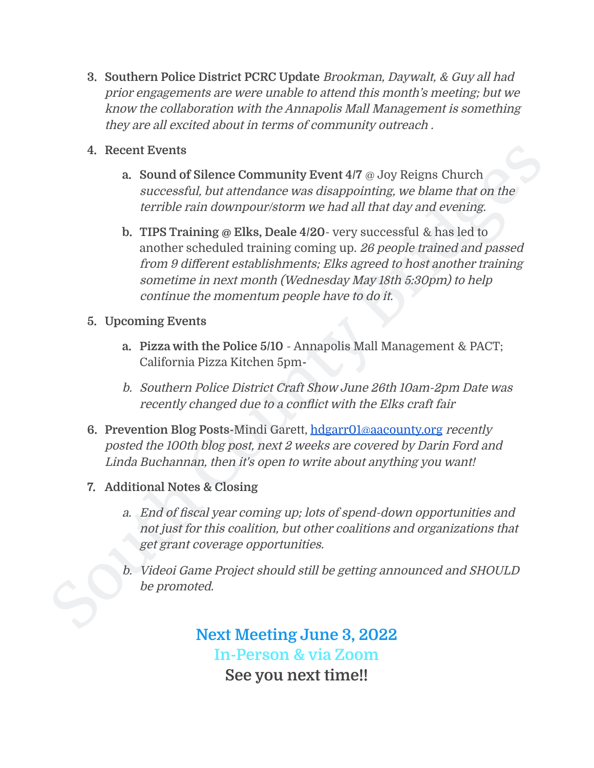3. **Southern Police District PCRC Update** *Brookman, Daywalt, & Guy all had prior engagements are were unable to attend this month's meeting; but we know the collaboration with the Annapolis Mall Management is something they are all excited about in terms of community outreach .*

4. **Recent Events**

   a. **Sound of Silence Community Event 4/7** @ Joy Reigns Church *successful, but attendance was disappointing, we blame that on the terrible rain downpour/storm we had all that day and evening.*

   b. **TIPS Training @ Elks, Deale 4/20**- very successful & has led to another scheduled training coming up. *26 people trained and passed from 9 different establishments; Elks agreed to host another training sometime in next month (Wednesday May 18th 5:30pm) to help continue the momentum people have to do it.*

5. **Upcoming Events**

   a. **Pizza with the Police 5/10** - Annapolis Mall Management & PACT; California Pizza Kitchen 5pm-

   b. *Southern Police District Craft Show June 26th 10am-2pm Date was recently changed due to a conflict with the Elks craft fair*

6. **Prevention Blog Posts**-Mindi Garett, [hdgarr01@aacounty.org](mailto:hdgarr01@aacounty.org) *recently posted the 100th blog post, next 2 weeks are covered by Darin Ford and Linda Buchannan, then it's open to write about anything you want!*

7. **Additional Notes & Closing**

   a. *End of fiscal year coming up; lots of spend-down opportunities and not just for this coalition, but other coalitions and organizations that get grant coverage opportunities.*

   b. *Videoi Game Project should still be getting announced and SHOULD be promoted.*

**Next Meeting June 3, 2022**

**In-Person & via Zoom**

**See you next time!!**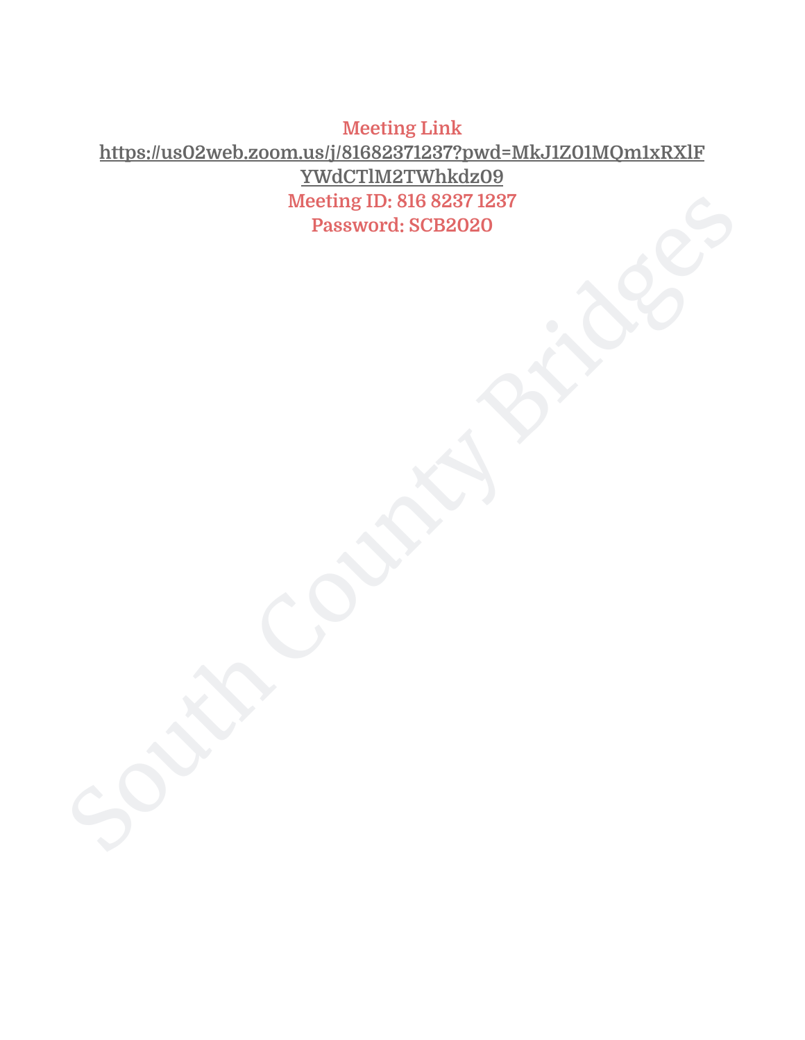**Meeting Link**

https://us02web.zoom.us/j/81682371237?pwd=MkJ1Z01MQm1xRXlFYWdCTlM2TWhkdz09

**Meeting ID: 816 8237 1237**

**Password: SCB2020**